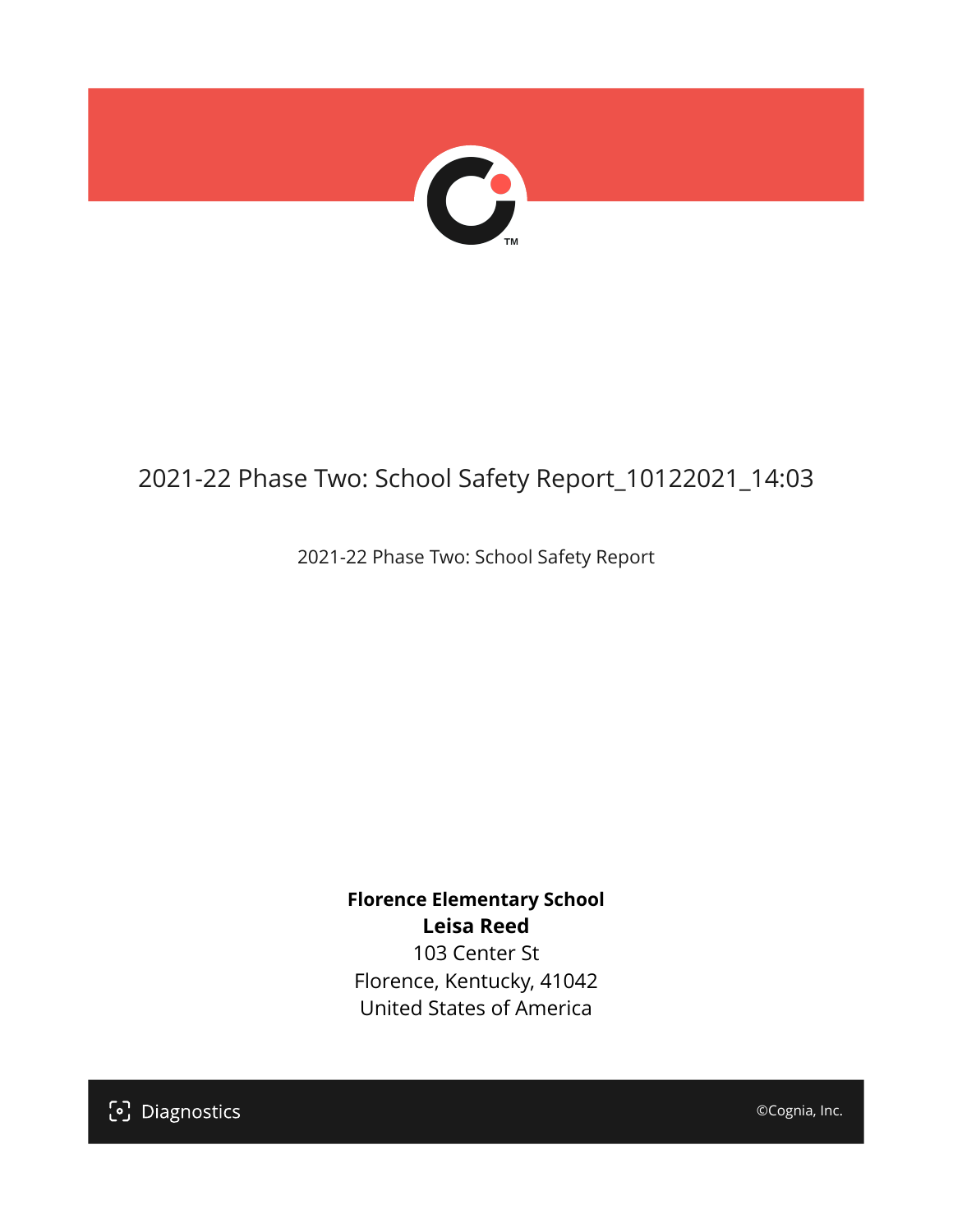# 2021-22 Phase Two: School Safety Report_10122021_14:03

2021-22 Phase Two: School Safety Report

**Florence Elementary School**
**Leisa Reed**
103 Center St
Florence, Kentucky, 41042
United States of America

Diagnostics

©Cognia, Inc.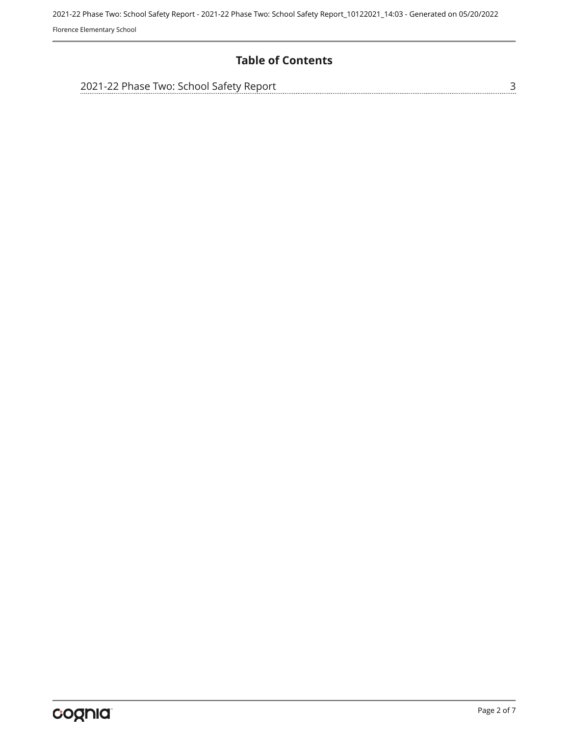# Table of Contents

2021-22 Phase Two: School Safety Report ........ 3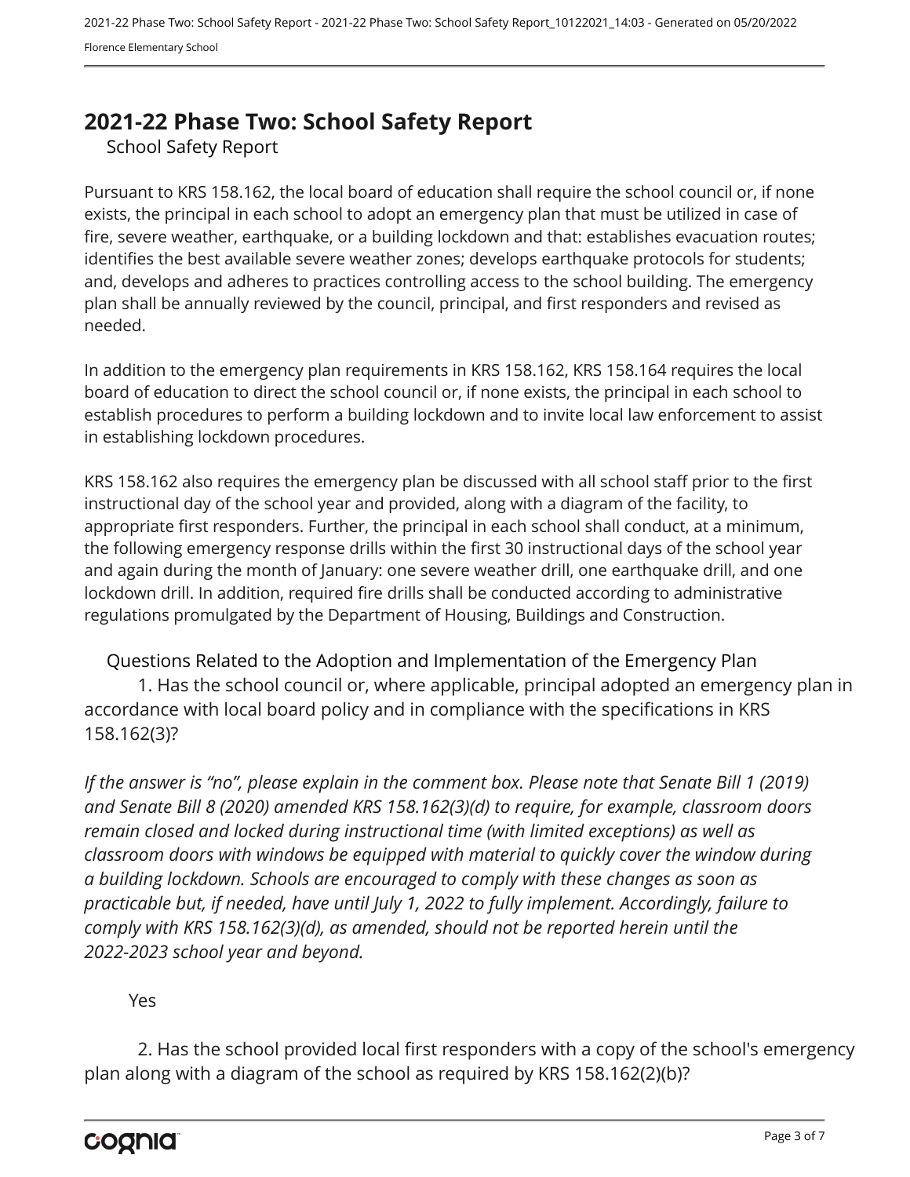# 2021-22 Phase Two: School Safety Report

School Safety Report

Pursuant to KRS 158.162, the local board of education shall require the school council or, if none exists, the principal in each school to adopt an emergency plan that must be utilized in case of fire, severe weather, earthquake, or a building lockdown and that: establishes evacuation routes; identifies the best available severe weather zones; develops earthquake protocols for students; and, develops and adheres to practices controlling access to the school building. The emergency plan shall be annually reviewed by the council, principal, and first responders and revised as needed.

In addition to the emergency plan requirements in KRS 158.162, KRS 158.164 requires the local board of education to direct the school council or, if none exists, the principal in each school to establish procedures to perform a building lockdown and to invite local law enforcement to assist in establishing lockdown procedures.

KRS 158.162 also requires the emergency plan be discussed with all school staff prior to the first instructional day of the school year and provided, along with a diagram of the facility, to appropriate first responders. Further, the principal in each school shall conduct, at a minimum, the following emergency response drills within the first 30 instructional days of the school year and again during the month of January: one severe weather drill, one earthquake drill, and one lockdown drill. In addition, required fire drills shall be conducted according to administrative regulations promulgated by the Department of Housing, Buildings and Construction.

Questions Related to the Adoption and Implementation of the Emergency Plan

1. Has the school council or, where applicable, principal adopted an emergency plan in accordance with local board policy and in compliance with the specifications in KRS 158.162(3)?

*If the answer is "no", please explain in the comment box. Please note that Senate Bill 1 (2019) and Senate Bill 8 (2020) amended KRS 158.162(3)(d) to require, for example, classroom doors remain closed and locked during instructional time (with limited exceptions) as well as classroom doors with windows be equipped with material to quickly cover the window during a building lockdown. Schools are encouraged to comply with these changes as soon as practicable but, if needed, have until July 1, 2022 to fully implement. Accordingly, failure to comply with KRS 158.162(3)(d), as amended, should not be reported herein until the 2022-2023 school year and beyond.*

Yes

2. Has the school provided local first responders with a copy of the school's emergency plan along with a diagram of the school as required by KRS 158.162(2)(b)?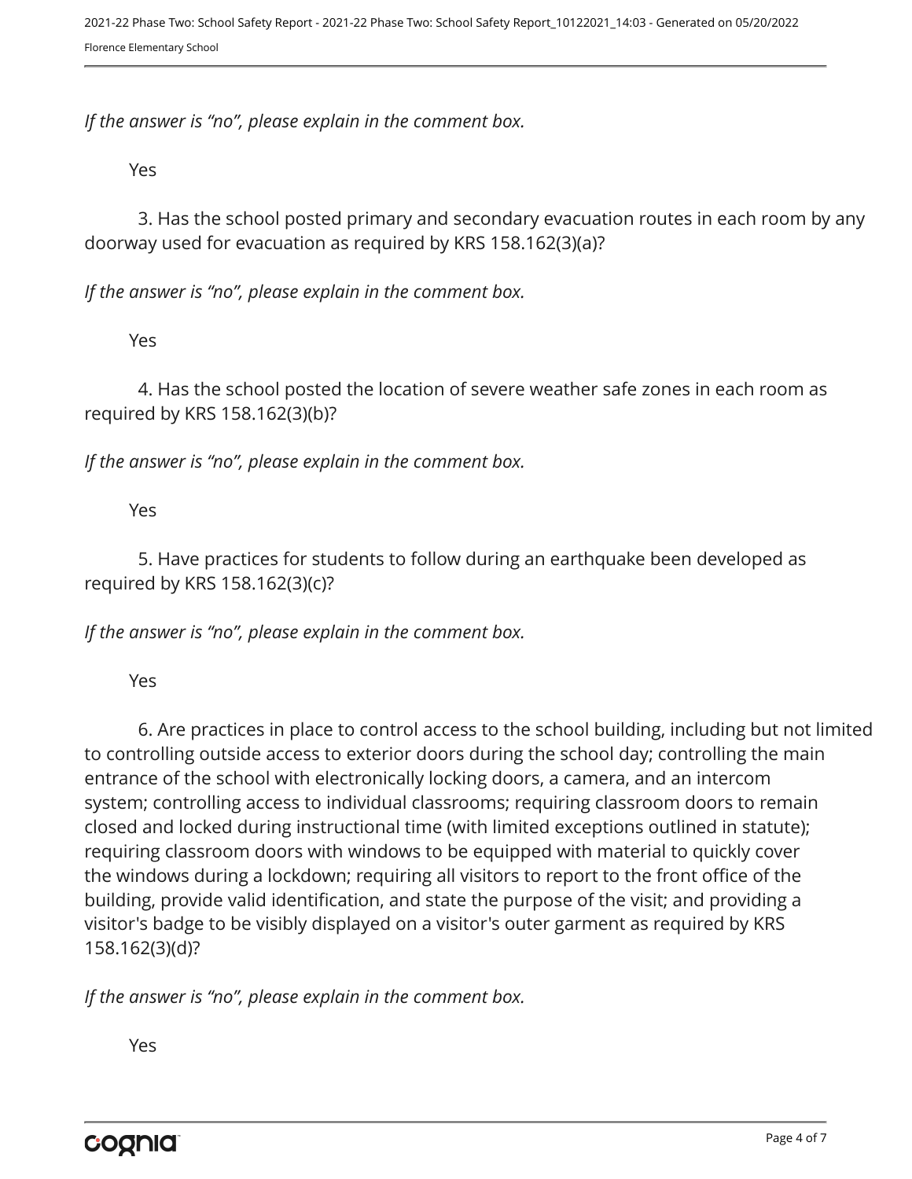*If the answer is “no”, please explain in the comment box.*

Yes

3. Has the school posted primary and secondary evacuation routes in each room by any doorway used for evacuation as required by KRS 158.162(3)(a)?

*If the answer is “no”, please explain in the comment box.*

Yes

4. Has the school posted the location of severe weather safe zones in each room as required by KRS 158.162(3)(b)?

*If the answer is “no”, please explain in the comment box.*

Yes

5. Have practices for students to follow during an earthquake been developed as required by KRS 158.162(3)(c)?

*If the answer is “no”, please explain in the comment box.*

Yes

6. Are practices in place to control access to the school building, including but not limited to controlling outside access to exterior doors during the school day; controlling the main entrance of the school with electronically locking doors, a camera, and an intercom system; controlling access to individual classrooms; requiring classroom doors to remain closed and locked during instructional time (with limited exceptions outlined in statute); requiring classroom doors with windows to be equipped with material to quickly cover the windows during a lockdown; requiring all visitors to report to the front office of the building, provide valid identification, and state the purpose of the visit; and providing a visitor's badge to be visibly displayed on a visitor's outer garment as required by KRS 158.162(3)(d)?

*If the answer is “no”, please explain in the comment box.*

Yes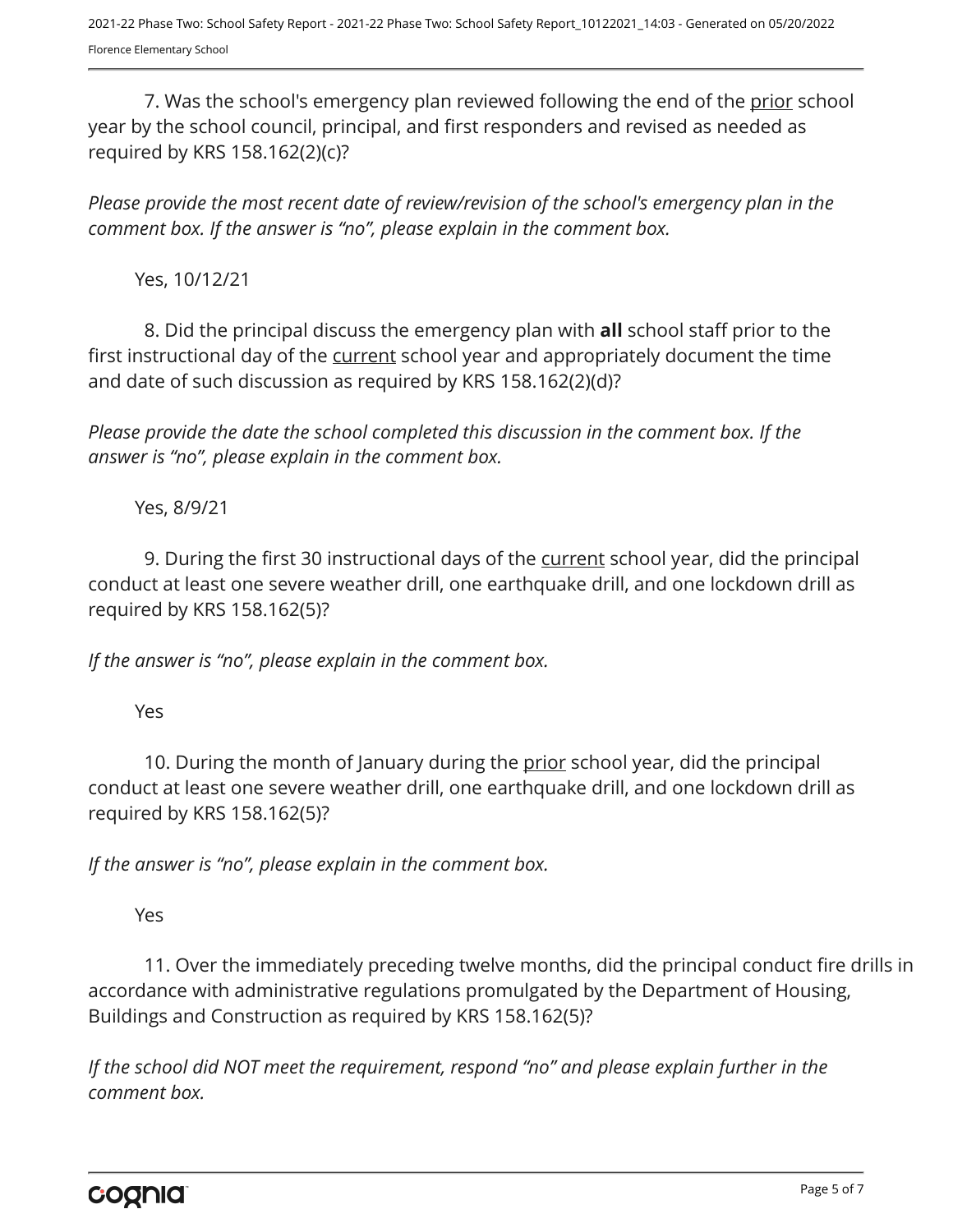7. Was the school's emergency plan reviewed following the end of the prior school year by the school council, principal, and first responders and revised as needed as required by KRS 158.162(2)(c)?

*Please provide the most recent date of review/revision of the school's emergency plan in the comment box. If the answer is “no”, please explain in the comment box.*

Yes, 10/12/21

8. Did the principal discuss the emergency plan with **all** school staff prior to the first instructional day of the current school year and appropriately document the time and date of such discussion as required by KRS 158.162(2)(d)?

*Please provide the date the school completed this discussion in the comment box. If the answer is “no”, please explain in the comment box.*

Yes, 8/9/21

9. During the first 30 instructional days of the current school year, did the principal conduct at least one severe weather drill, one earthquake drill, and one lockdown drill as required by KRS 158.162(5)?

*If the answer is “no”, please explain in the comment box.*

Yes

10. During the month of January during the prior school year, did the principal conduct at least one severe weather drill, one earthquake drill, and one lockdown drill as required by KRS 158.162(5)?

*If the answer is “no”, please explain in the comment box.*

Yes

11. Over the immediately preceding twelve months, did the principal conduct fire drills in accordance with administrative regulations promulgated by the Department of Housing, Buildings and Construction as required by KRS 158.162(5)?

*If the school did NOT meet the requirement, respond “no” and please explain further in the comment box.*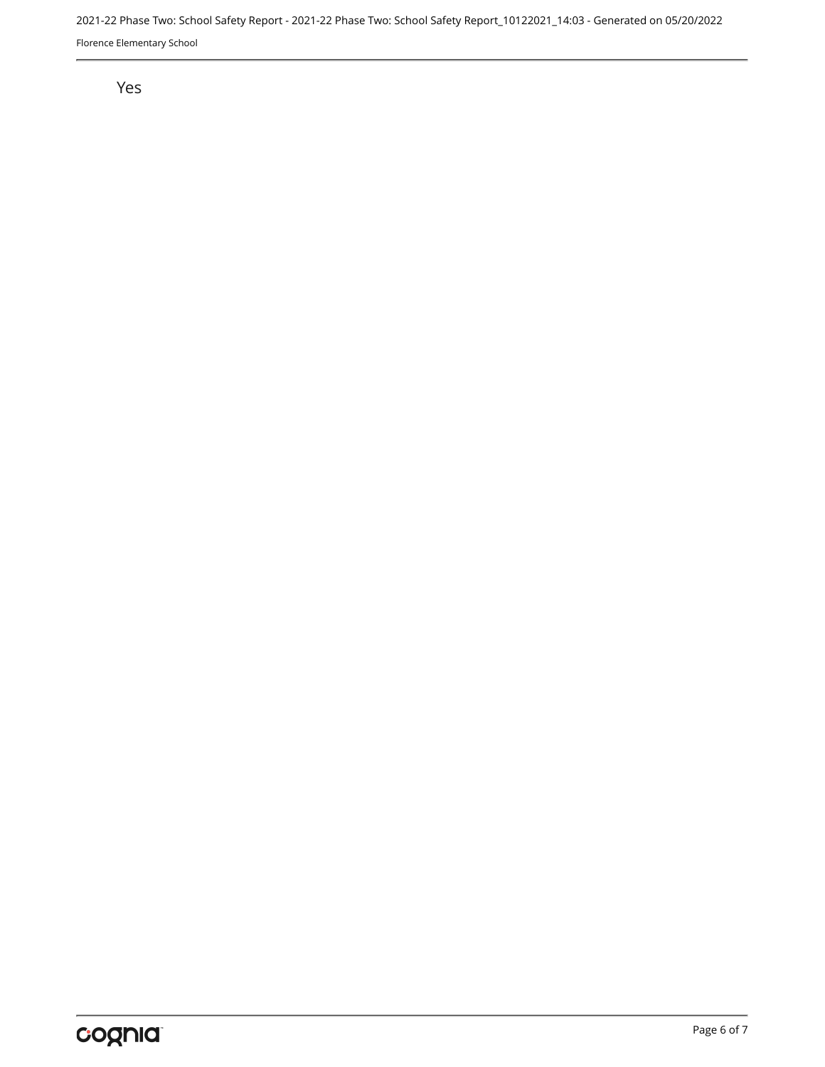Yes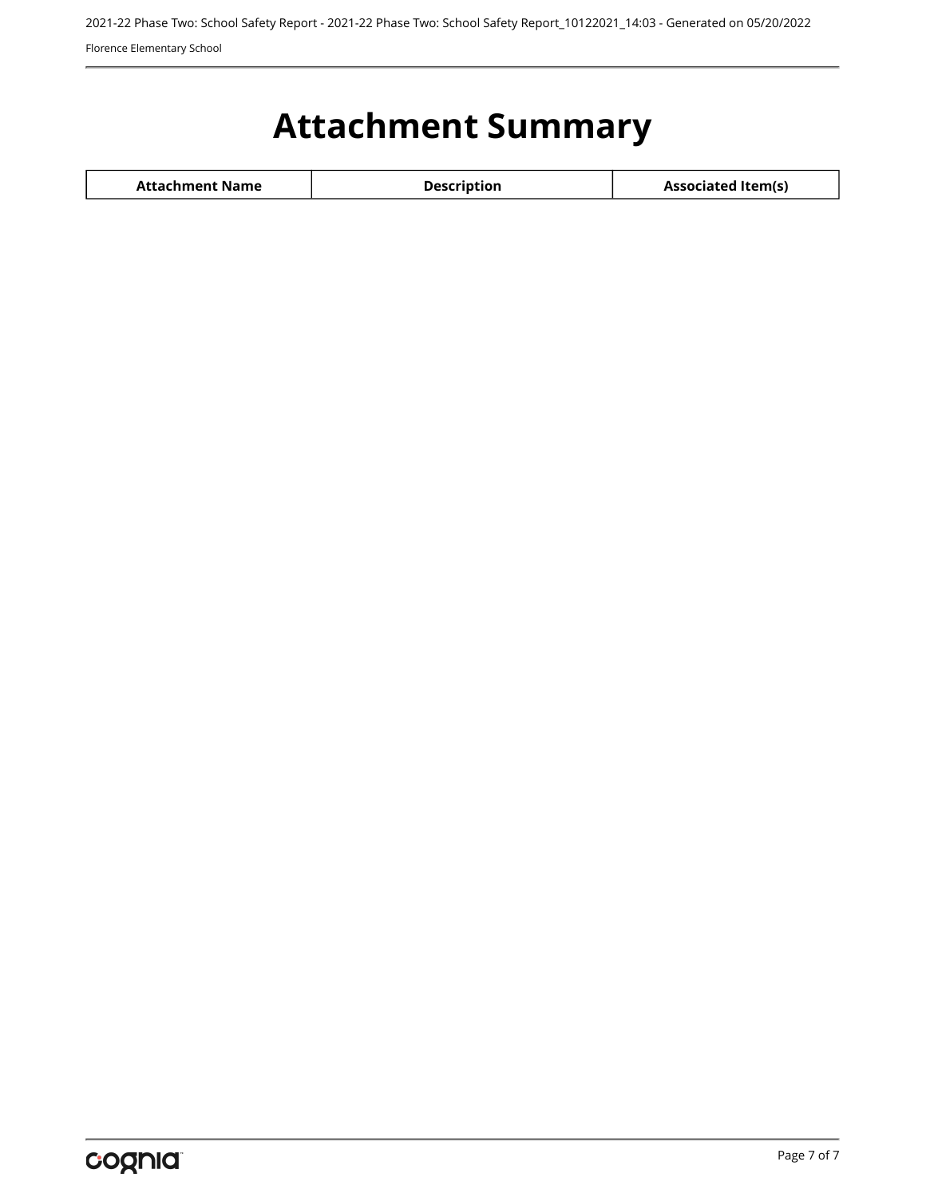# Attachment Summary

| Attachment Name | Description | Associated Item(s) |
|---|---|---|